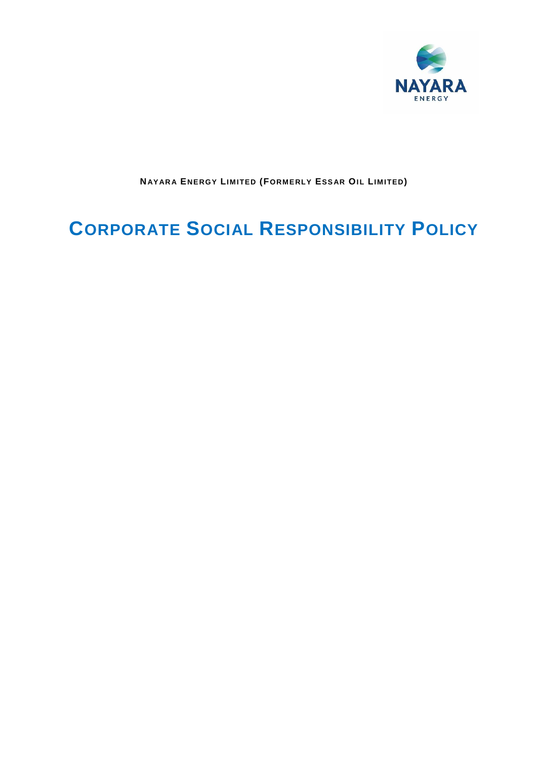**NAYARA ENERGY LIMITED (FORMERLY ESSAR OIL LIMITED)**

# CORPORATE SOCIAL RESPONSIBILITY POLICY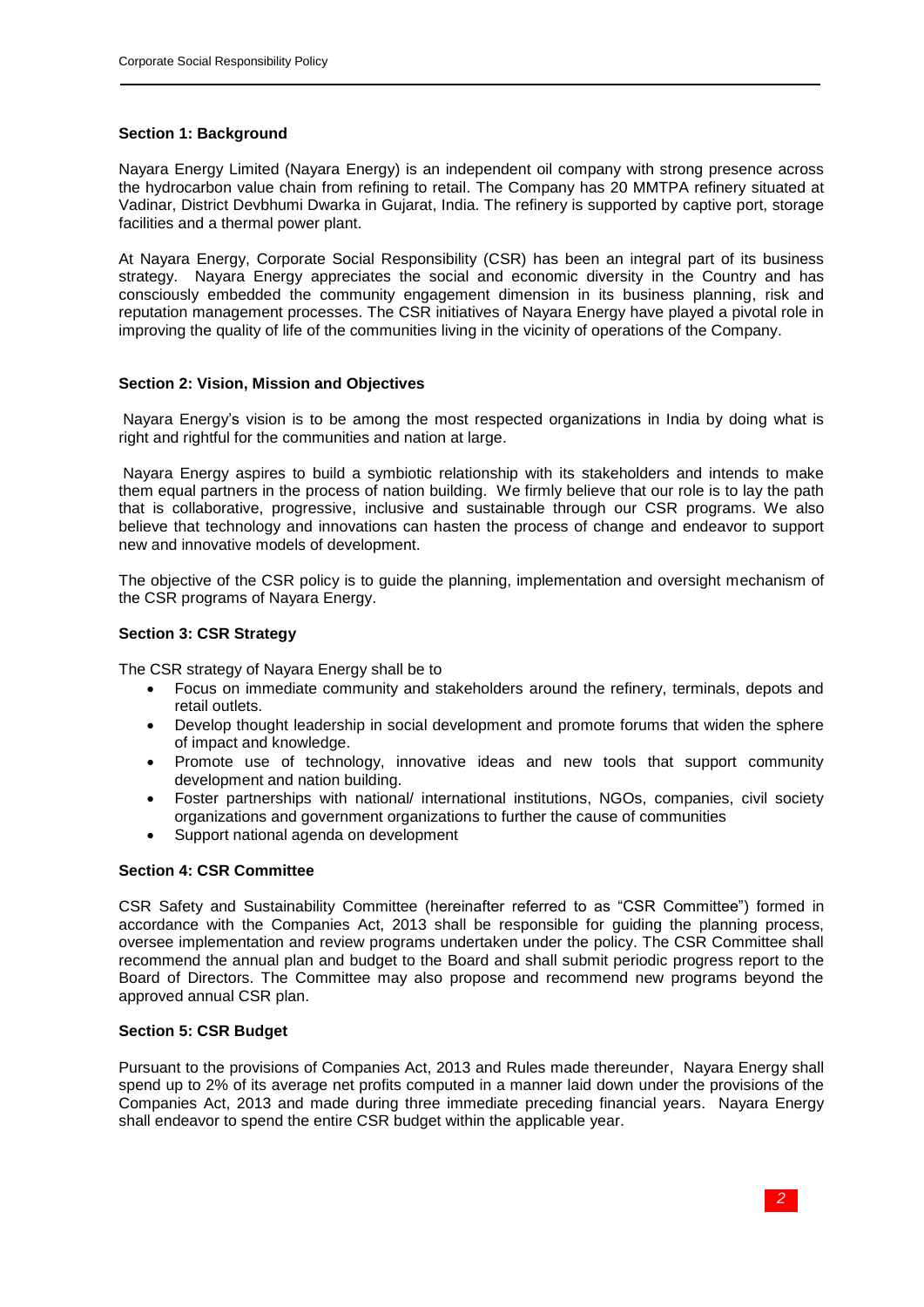### Section 1: Background

Nayara Energy Limited (Nayara Energy) is an independent oil company with strong presence across the hydrocarbon value chain from refining to retail. The Company has 20 MMTPA refinery situated at Vadinar, District Devbhumi Dwarka in Gujarat, India. The refinery is supported by captive port, storage facilities and a thermal power plant.

At Nayara Energy, Corporate Social Responsibility (CSR) has been an integral part of its business strategy. Nayara Energy appreciates the social and economic diversity in the Country and has consciously embedded the community engagement dimension in its business planning, risk and reputation management processes. The CSR initiatives of Nayara Energy have played a pivotal role in improving the quality of life of the communities living in the vicinity of operations of the Company.

### Section 2: Vision, Mission and Objectives

Nayara Energy's vision is to be among the most respected organizations in India by doing what is right and rightful for the communities and nation at large.

Nayara Energy aspires to build a symbiotic relationship with its stakeholders and intends to make them equal partners in the process of nation building. We firmly believe that our role is to lay the path that is collaborative, progressive, inclusive and sustainable through our CSR programs. We also believe that technology and innovations can hasten the process of change and endeavor to support new and innovative models of development.

The objective of the CSR policy is to guide the planning, implementation and oversight mechanism of the CSR programs of Nayara Energy.

### Section 3: CSR Strategy

The CSR strategy of Nayara Energy shall be to

- Focus on immediate community and stakeholders around the refinery, terminals, depots and retail outlets.
- Develop thought leadership in social development and promote forums that widen the sphere of impact and knowledge.
- Promote use of technology, innovative ideas and new tools that support community development and nation building.
- Foster partnerships with national/ international institutions, NGOs, companies, civil society organizations and government organizations to further the cause of communities
- Support national agenda on development

### Section 4: CSR Committee

CSR Safety and Sustainability Committee (hereinafter referred to as "CSR Committee") formed in accordance with the Companies Act, 2013 shall be responsible for guiding the planning process, oversee implementation and review programs undertaken under the policy. The CSR Committee shall recommend the annual plan and budget to the Board and shall submit periodic progress report to the Board of Directors. The Committee may also propose and recommend new programs beyond the approved annual CSR plan.

### Section 5: CSR Budget

Pursuant to the provisions of Companies Act, 2013 and Rules made thereunder, Nayara Energy shall spend up to 2% of its average net profits computed in a manner laid down under the provisions of the Companies Act, 2013 and made during three immediate preceding financial years. Nayara Energy shall endeavor to spend the entire CSR budget within the applicable year.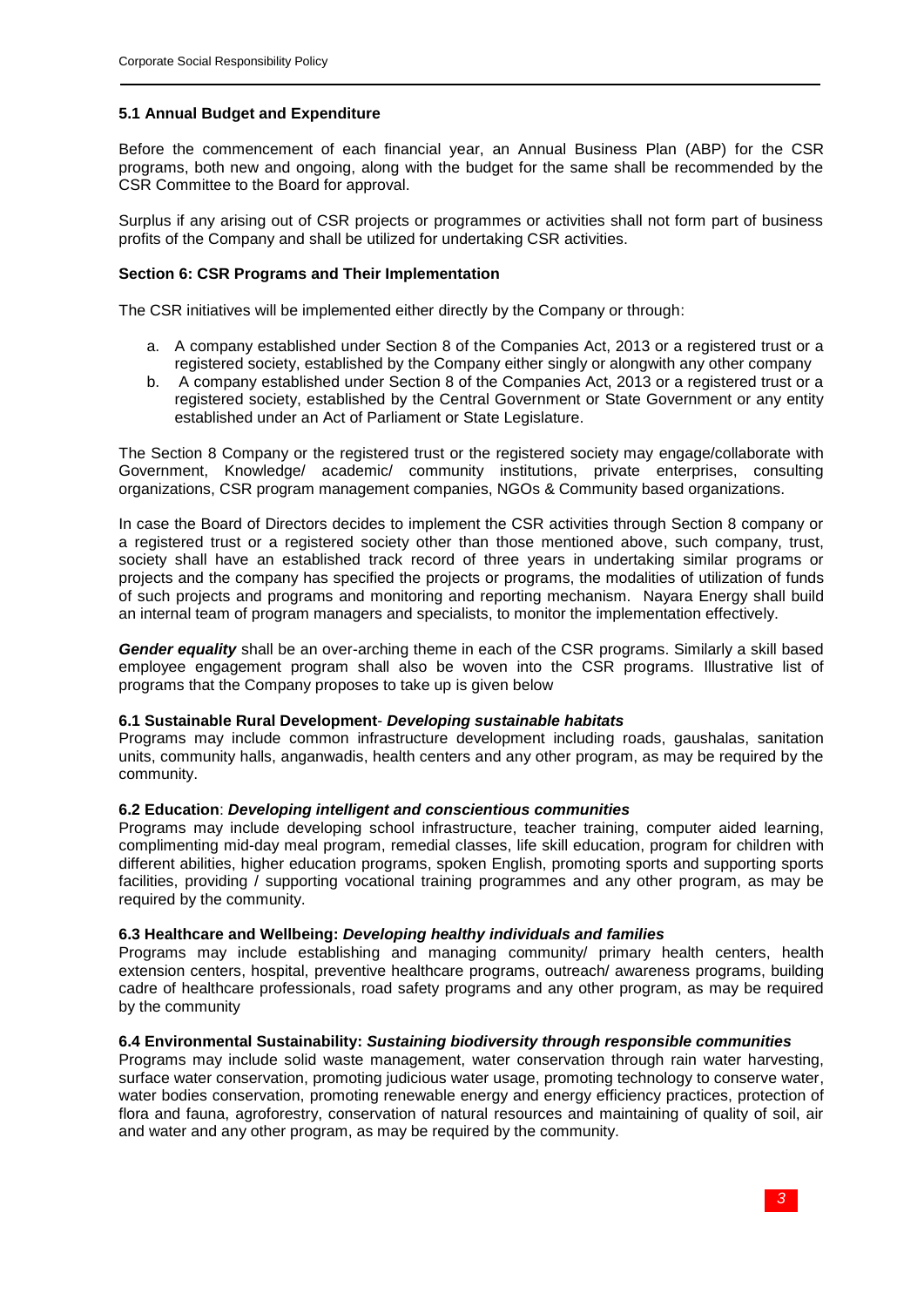### 5.1 Annual Budget and Expenditure

Before the commencement of each financial year, an Annual Business Plan (ABP) for the CSR programs, both new and ongoing, along with the budget for the same shall be recommended by the CSR Committee to the Board for approval.

Surplus if any arising out of CSR projects or programmes or activities shall not form part of business profits of the Company and shall be utilized for undertaking CSR activities.

## Section 6: CSR Programs and Their Implementation

The CSR initiatives will be implemented either directly by the Company or through:

a. A company established under Section 8 of the Companies Act, 2013 or a registered trust or a registered society, established by the Company either singly or alongwith any other company
b. A company established under Section 8 of the Companies Act, 2013 or a registered trust or a registered society, established by the Central Government or State Government or any entity established under an Act of Parliament or State Legislature.

The Section 8 Company or the registered trust or the registered society may engage/collaborate with Government, Knowledge/ academic/ community institutions, private enterprises, consulting organizations, CSR program management companies, NGOs & Community based organizations.

In case the Board of Directors decides to implement the CSR activities through Section 8 company or a registered trust or a registered society other than those mentioned above, such company, trust, society shall have an established track record of three years in undertaking similar programs or projects and the company has specified the projects or programs, the modalities of utilization of funds of such projects and programs and monitoring and reporting mechanism. Nayara Energy shall build an internal team of program managers and specialists, to monitor the implementation effectively.

***Gender equality*** shall be an over-arching theme in each of the CSR programs. Similarly a skill based employee engagement program shall also be woven into the CSR programs. Illustrative list of programs that the Company proposes to take up is given below

### 6.1 Sustainable Rural Development- *Developing sustainable habitats*

Programs may include common infrastructure development including roads, gaushalas, sanitation units, community halls, anganwadis, health centers and any other program, as may be required by the community.

### 6.2 Education: *Developing intelligent and conscientious communities*

Programs may include developing school infrastructure, teacher training, computer aided learning, complimenting mid-day meal program, remedial classes, life skill education, program for children with different abilities, higher education programs, spoken English, promoting sports and supporting sports facilities, providing / supporting vocational training programmes and any other program, as may be required by the community.

### 6.3 Healthcare and Wellbeing: *Developing healthy individuals and families*

Programs may include establishing and managing community/ primary health centers, health extension centers, hospital, preventive healthcare programs, outreach/ awareness programs, building cadre of healthcare professionals, road safety programs and any other program, as may be required by the community

### 6.4 Environmental Sustainability: *Sustaining biodiversity through responsible communities*

Programs may include solid waste management, water conservation through rain water harvesting, surface water conservation, promoting judicious water usage, promoting technology to conserve water, water bodies conservation, promoting renewable energy and energy efficiency practices, protection of flora and fauna, agroforestry, conservation of natural resources and maintaining of quality of soil, air and water and any other program, as may be required by the community.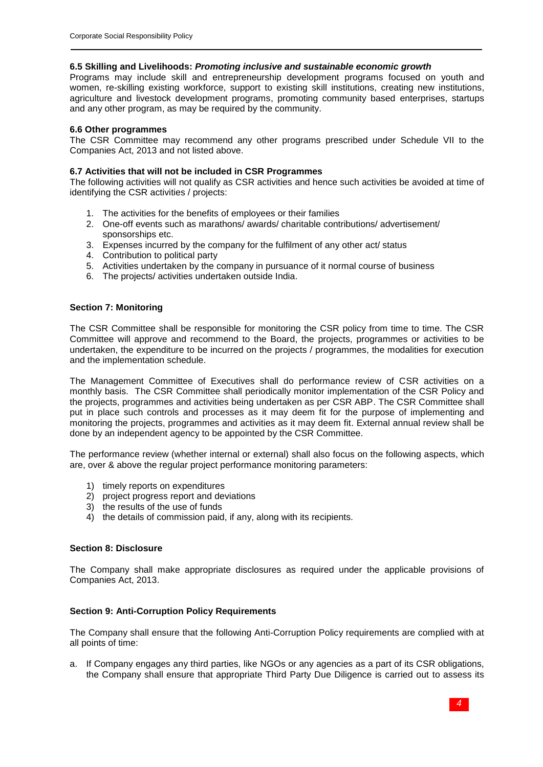**6.5 Skilling and Livelihoods:** ***Promoting inclusive and sustainable economic growth***

Programs may include skill and entrepreneurship development programs focused on youth and women, re-skilling existing workforce, support to existing skill institutions, creating new institutions, agriculture and livestock development programs, promoting community based enterprises, startups and any other program, as may be required by the community.

**6.6 Other programmes**

The CSR Committee may recommend any other programs prescribed under Schedule VII to the Companies Act, 2013 and not listed above.

**6.7 Activities that will not be included in CSR Programmes**

The following activities will not qualify as CSR activities and hence such activities be avoided at time of identifying the CSR activities / projects:

1. The activities for the benefits of employees or their families
2. One-off events such as marathons/ awards/ charitable contributions/ advertisement/ sponsorships etc.
3. Expenses incurred by the company for the fulfilment of any other act/ status
4. Contribution to political party
5. Activities undertaken by the company in pursuance of it normal course of business
6. The projects/ activities undertaken outside India.

**Section 7: Monitoring**

The CSR Committee shall be responsible for monitoring the CSR policy from time to time. The CSR Committee will approve and recommend to the Board, the projects, programmes or activities to be undertaken, the expenditure to be incurred on the projects / programmes, the modalities for execution and the implementation schedule.

The Management Committee of Executives shall do performance review of CSR activities on a monthly basis. The CSR Committee shall periodically monitor implementation of the CSR Policy and the projects, programmes and activities being undertaken as per CSR ABP. The CSR Committee shall put in place such controls and processes as it may deem fit for the purpose of implementing and monitoring the projects, programmes and activities as it may deem fit. External annual review shall be done by an independent agency to be appointed by the CSR Committee.

The performance review (whether internal or external) shall also focus on the following aspects, which are, over & above the regular project performance monitoring parameters:

1) timely reports on expenditures
2) project progress report and deviations
3) the results of the use of funds
4) the details of commission paid, if any, along with its recipients.

**Section 8: Disclosure**

The Company shall make appropriate disclosures as required under the applicable provisions of Companies Act, 2013.

**Section 9: Anti-Corruption Policy Requirements**

The Company shall ensure that the following Anti-Corruption Policy requirements are complied with at all points of time:

a. If Company engages any third parties, like NGOs or any agencies as a part of its CSR obligations, the Company shall ensure that appropriate Third Party Due Diligence is carried out to assess its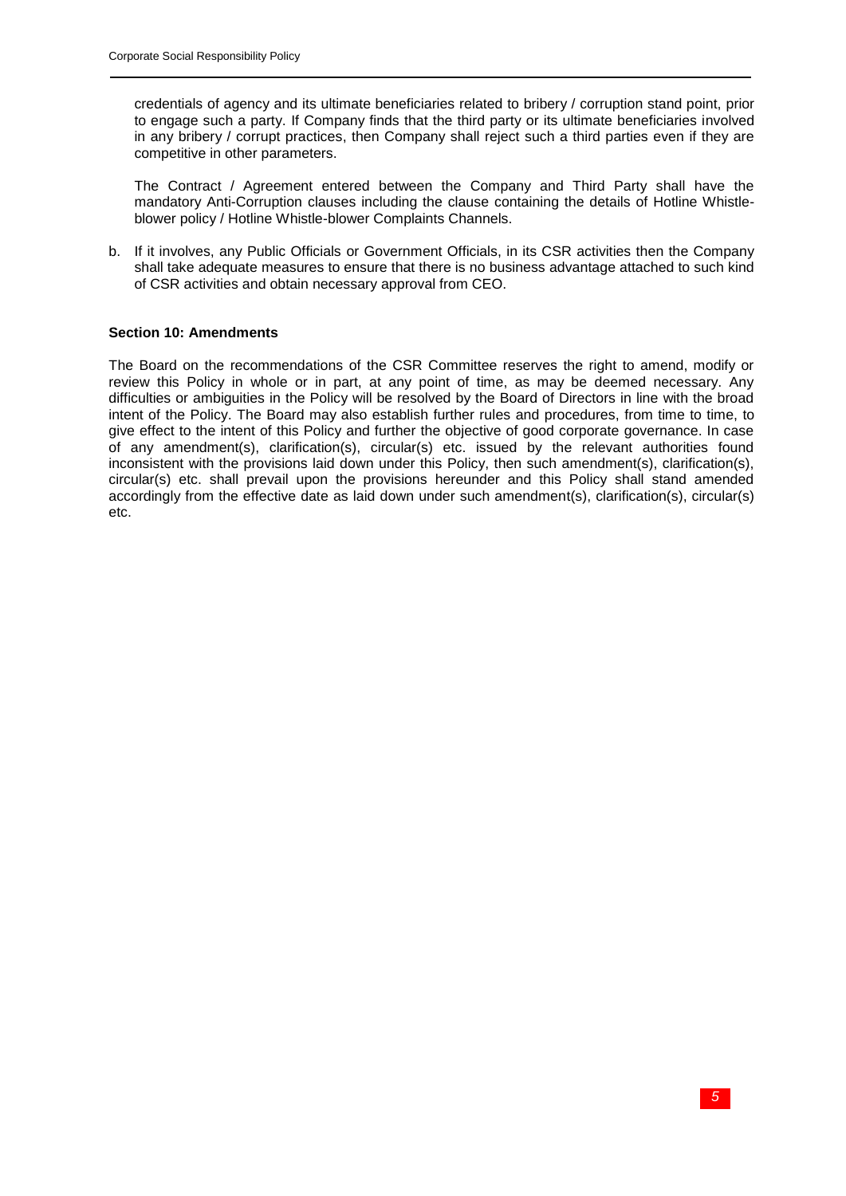credentials of agency and its ultimate beneficiaries related to bribery / corruption stand point, prior to engage such a party. If Company finds that the third party or its ultimate beneficiaries involved in any bribery / corrupt practices, then Company shall reject such a third parties even if they are competitive in other parameters.

The Contract / Agreement entered between the Company and Third Party shall have the mandatory Anti-Corruption clauses including the clause containing the details of Hotline Whistle-blower policy / Hotline Whistle-blower Complaints Channels.

b. If it involves, any Public Officials or Government Officials, in its CSR activities then the Company shall take adequate measures to ensure that there is no business advantage attached to such kind of CSR activities and obtain necessary approval from CEO.

**Section 10: Amendments**

The Board on the recommendations of the CSR Committee reserves the right to amend, modify or review this Policy in whole or in part, at any point of time, as may be deemed necessary. Any difficulties or ambiguities in the Policy will be resolved by the Board of Directors in line with the broad intent of the Policy. The Board may also establish further rules and procedures, from time to time, to give effect to the intent of this Policy and further the objective of good corporate governance. In case of any amendment(s), clarification(s), circular(s) etc. issued by the relevant authorities found inconsistent with the provisions laid down under this Policy, then such amendment(s), clarification(s), circular(s) etc. shall prevail upon the provisions hereunder and this Policy shall stand amended accordingly from the effective date as laid down under such amendment(s), clarification(s), circular(s) etc.